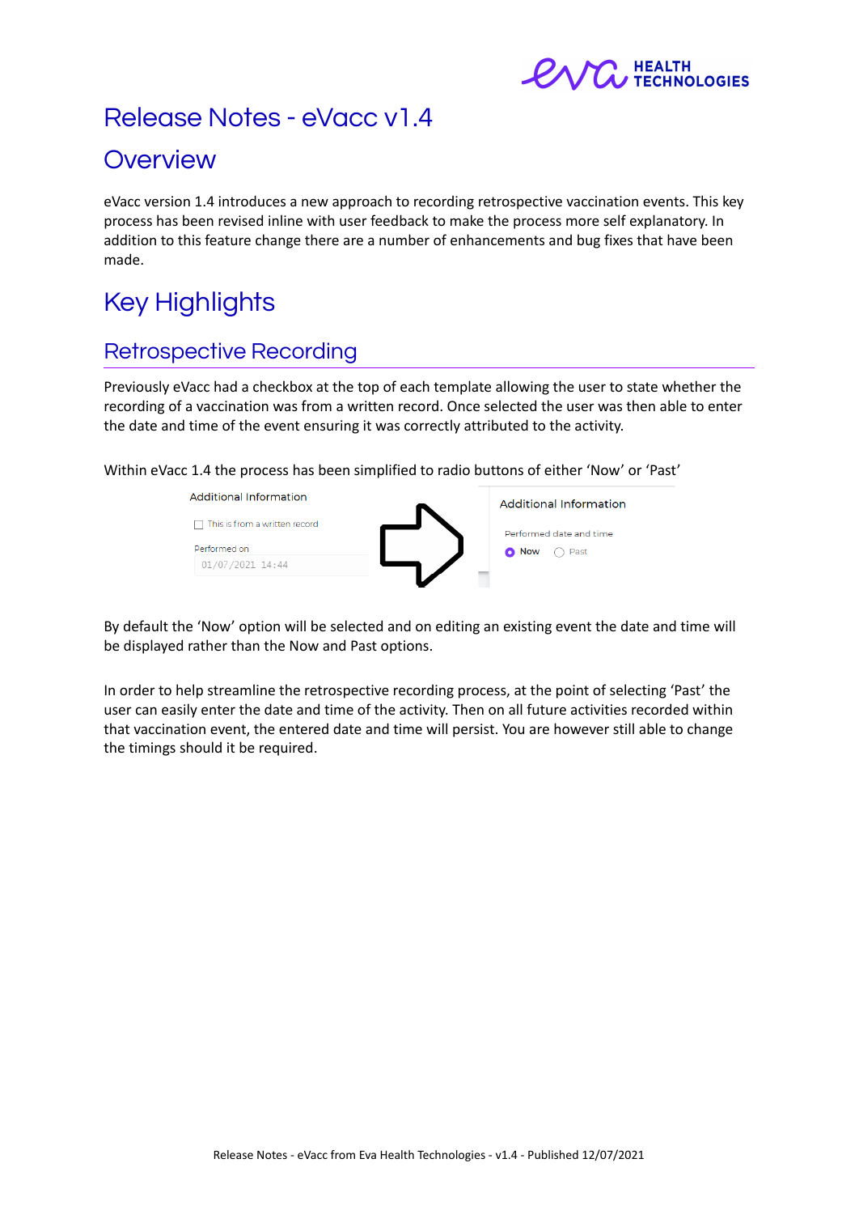# Release Notes - eVacc v1.4

## Overview

eVacc version 1.4 introduces a new approach to recording retrospective vaccination events. This key process has been revised inline with user feedback to make the process more self explanatory. In addition to this feature change there are a number of enhancements and bug fixes that have been made.

## Key Highlights

### Retrospective Recording

Previously eVacc had a checkbox at the top of each template allowing the user to state whether the recording of a vaccination was from a written record. Once selected the user was then able to enter the date and time of the event ensuring it was correctly attributed to the activity.

Within eVacc 1.4 the process has been simplified to radio buttons of either 'Now' or 'Past'

By default the 'Now' option will be selected and on editing an existing event the date and time will be displayed rather than the Now and Past options.

In order to help streamline the retrospective recording process, at the point of selecting 'Past' the user can easily enter the date and time of the activity. Then on all future activities recorded within that vaccination event, the entered date and time will persist. You are however still able to change the timings should it be required.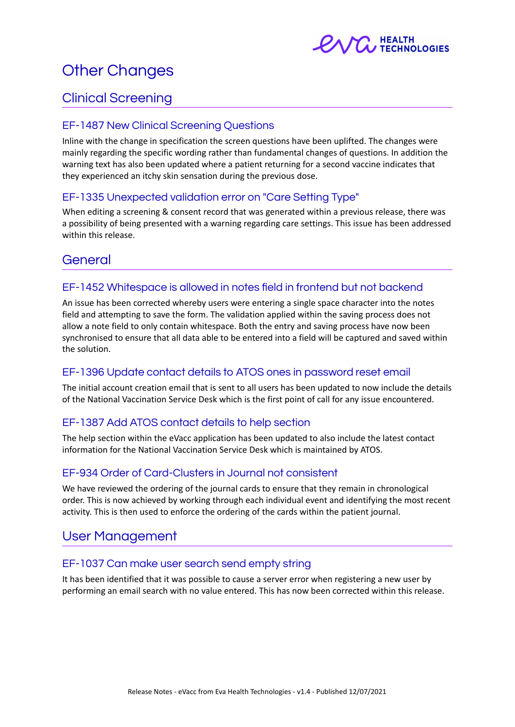# Other Changes

## Clinical Screening

### EF-1487 New Clinical Screening Questions

Inline with the change in specification the screen questions have been uplifted. The changes were mainly regarding the specific wording rather than fundamental changes of questions. In addition the warning text has also been updated where a patient returning for a second vaccine indicates that they experienced an itchy skin sensation during the previous dose.

### EF-1335 Unexpected validation error on "Care Setting Type"

When editing a screening & consent record that was generated within a previous release, there was a possibility of being presented with a warning regarding care settings. This issue has been addressed within this release.

## General

### EF-1452 Whitespace is allowed in notes field in frontend but not backend

An issue has been corrected whereby users were entering a single space character into the notes field and attempting to save the form. The validation applied within the saving process does not allow a note field to only contain whitespace. Both the entry and saving process have now been synchronised to ensure that all data able to be entered into a field will be captured and saved within the solution.

### EF-1396 Update contact details to ATOS ones in password reset email

The initial account creation email that is sent to all users has been updated to now include the details of the National Vaccination Service Desk which is the first point of call for any issue encountered.

### EF-1387 Add ATOS contact details to help section

The help section within the eVacc application has been updated to also include the latest contact information for the National Vaccination Service Desk which is maintained by ATOS.

### EF-934 Order of Card-Clusters in Journal not consistent

We have reviewed the ordering of the journal cards to ensure that they remain in chronological order. This is now achieved by working through each individual event and identifying the most recent activity. This is then used to enforce the ordering of the cards within the patient journal.

## User Management

### EF-1037 Can make user search send empty string

It has been identified that it was possible to cause a server error when registering a new user by performing an email search with no value entered. This has now been corrected within this release.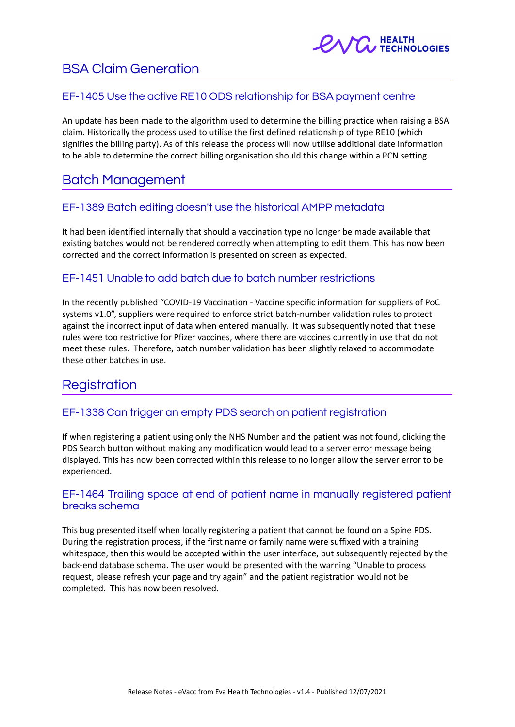# BSA Claim Generation

## EF-1405 Use the active RE10 ODS relationship for BSA payment centre

An update has been made to the algorithm used to determine the billing practice when raising a BSA claim. Historically the process used to utilise the first defined relationship of type RE10 (which signifies the billing party). As of this release the process will now utilise additional date information to be able to determine the correct billing organisation should this change within a PCN setting.

# Batch Management

## EF-1389 Batch editing doesn't use the historical AMPP metadata

It had been identified internally that should a vaccination type no longer be made available that existing batches would not be rendered correctly when attempting to edit them. This has now been corrected and the correct information is presented on screen as expected.

## EF-1451 Unable to add batch due to batch number restrictions

In the recently published "COVID-19 Vaccination - Vaccine specific information for suppliers of PoC systems v1.0", suppliers were required to enforce strict batch-number validation rules to protect against the incorrect input of data when entered manually. It was subsequently noted that these rules were too restrictive for Pfizer vaccines, where there are vaccines currently in use that do not meet these rules. Therefore, batch number validation has been slightly relaxed to accommodate these other batches in use.

# Registration

## EF-1338 Can trigger an empty PDS search on patient registration

If when registering a patient using only the NHS Number and the patient was not found, clicking the PDS Search button without making any modification would lead to a server error message being displayed. This has now been corrected within this release to no longer allow the server error to be experienced.

## EF-1464 Trailing space at end of patient name in manually registered patient breaks schema

This bug presented itself when locally registering a patient that cannot be found on a Spine PDS. During the registration process, if the first name or family name were suffixed with a training whitespace, then this would be accepted within the user interface, but subsequently rejected by the back-end database schema. The user would be presented with the warning "Unable to process request, please refresh your page and try again" and the patient registration would not be completed. This has now been resolved.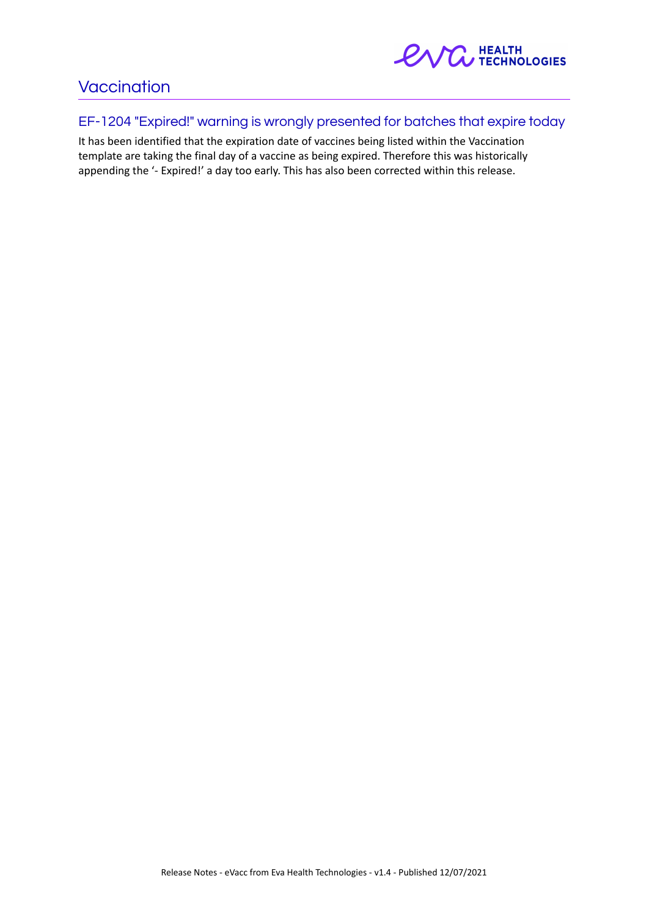# Vaccination

## EF-1204 "Expired!" warning is wrongly presented for batches that expire today

It has been identified that the expiration date of vaccines being listed within the Vaccination template are taking the final day of a vaccine as being expired. Therefore this was historically appending the '- Expired!' a day too early. This has also been corrected within this release.